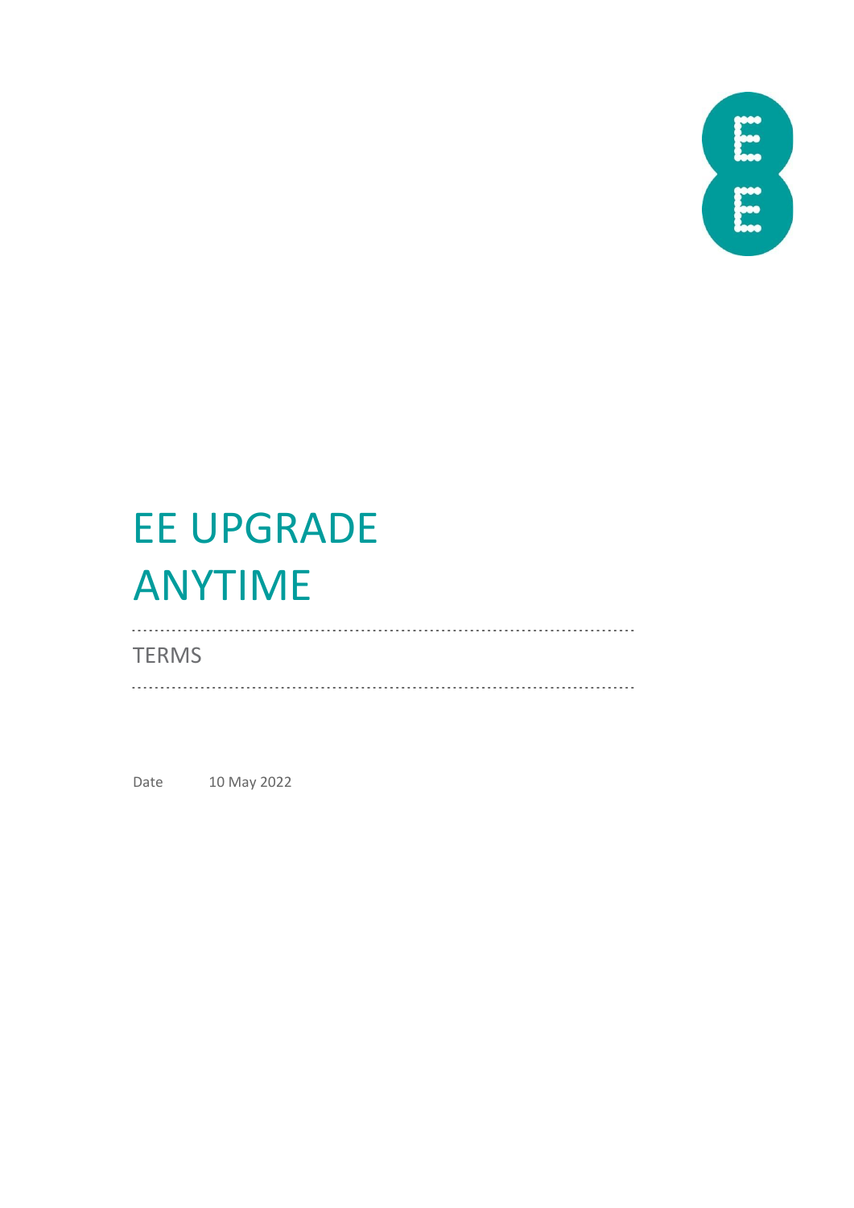# EE UPGRADE ANYTIME

TERMS

Date 10 May 2022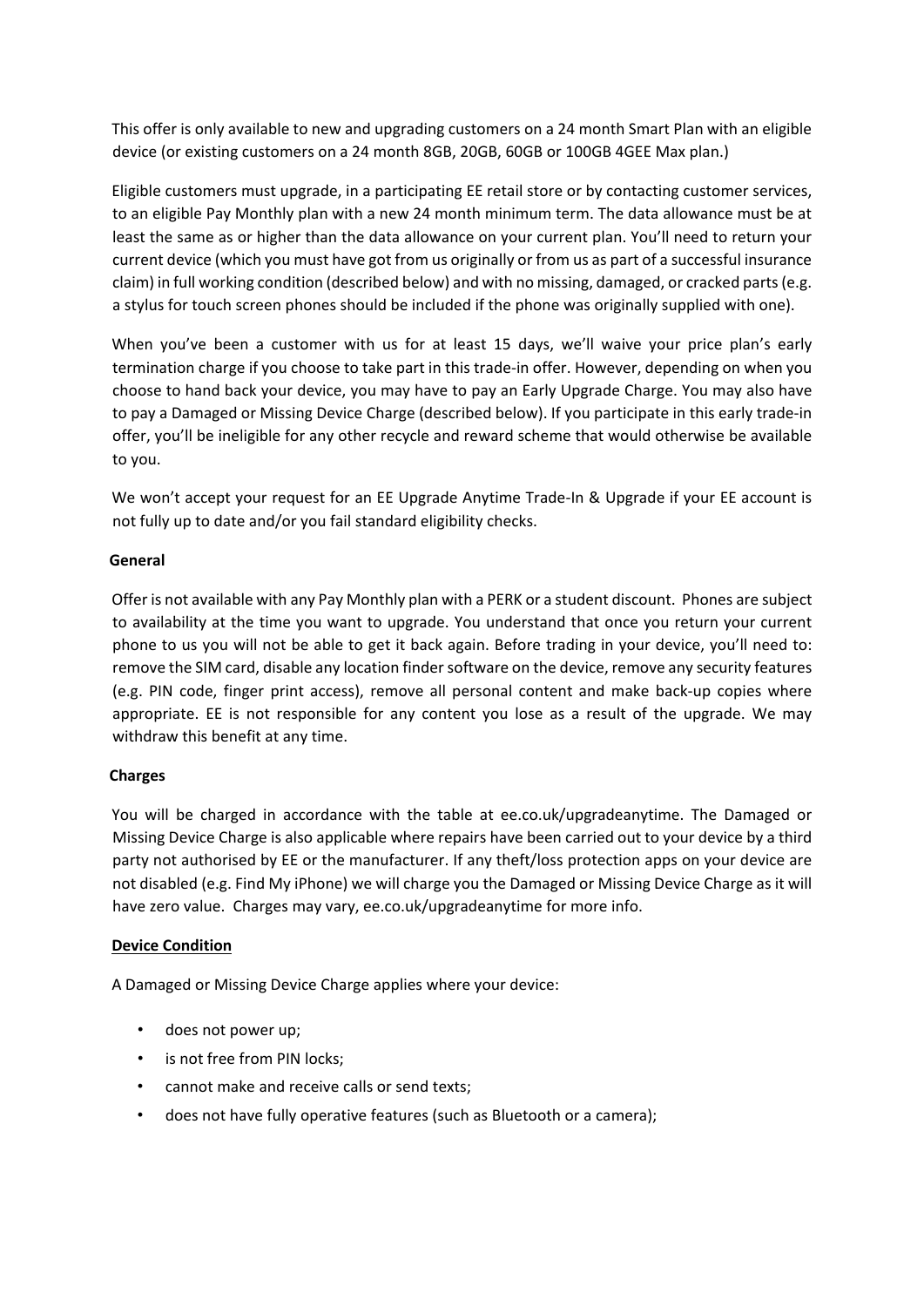This offer is only available to new and upgrading customers on a 24 month Smart Plan with an eligible device (or existing customers on a 24 month 8GB, 20GB, 60GB or 100GB 4GEE Max plan.)

Eligible customers must upgrade, in a participating EE retail store or by contacting customer services, to an eligible Pay Monthly plan with a new 24 month minimum term. The data allowance must be at least the same as or higher than the data allowance on your current plan. You'll need to return your current device (which you must have got from us originally or from us as part of a successful insurance claim) in full working condition (described below) and with no missing, damaged, or cracked parts (e.g. a stylus for touch screen phones should be included if the phone was originally supplied with one).

When you've been a customer with us for at least 15 days, we'll waive your price plan's early termination charge if you choose to take part in this trade-in offer. However, depending on when you choose to hand back your device, you may have to pay an Early Upgrade Charge. You may also have to pay a Damaged or Missing Device Charge (described below). If you participate in this early trade-in offer, you'll be ineligible for any other recycle and reward scheme that would otherwise be available to you.

We won't accept your request for an EE Upgrade Anytime Trade-In & Upgrade if your EE account is not fully up to date and/or you fail standard eligibility checks.

**General**

Offer is not available with any Pay Monthly plan with a PERK or a student discount. Phones are subject to availability at the time you want to upgrade. You understand that once you return your current phone to us you will not be able to get it back again. Before trading in your device, you'll need to: remove the SIM card, disable any location finder software on the device, remove any security features (e.g. PIN code, finger print access), remove all personal content and make back-up copies where appropriate. EE is not responsible for any content you lose as a result of the upgrade. We may withdraw this benefit at any time.

**Charges**

You will be charged in accordance with the table at ee.co.uk/upgradeanytime. The Damaged or Missing Device Charge is also applicable where repairs have been carried out to your device by a third party not authorised by EE or the manufacturer. If any theft/loss protection apps on your device are not disabled (e.g. Find My iPhone) we will charge you the Damaged or Missing Device Charge as it will have zero value. Charges may vary, ee.co.uk/upgradeanytime for more info.

**Device Condition**

A Damaged or Missing Device Charge applies where your device:

- does not power up;
- is not free from PIN locks;
- cannot make and receive calls or send texts;
- does not have fully operative features (such as Bluetooth or a camera);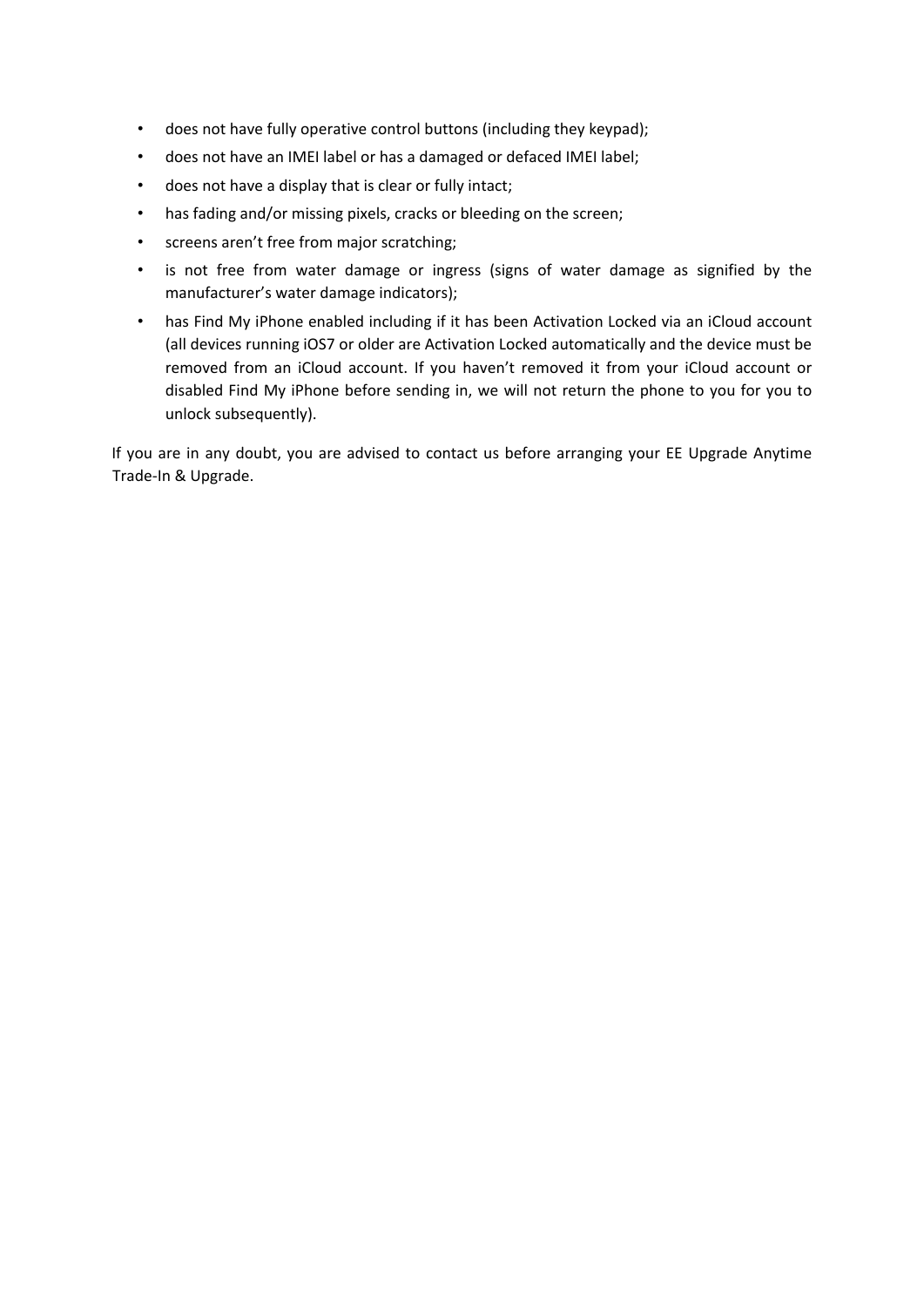- does not have fully operative control buttons (including they keypad);
- does not have an IMEI label or has a damaged or defaced IMEI label;
- does not have a display that is clear or fully intact;
- has fading and/or missing pixels, cracks or bleeding on the screen;
- screens aren't free from major scratching;
- is not free from water damage or ingress (signs of water damage as signified by the manufacturer's water damage indicators);
- has Find My iPhone enabled including if it has been Activation Locked via an iCloud account (all devices running iOS7 or older are Activation Locked automatically and the device must be removed from an iCloud account. If you haven't removed it from your iCloud account or disabled Find My iPhone before sending in, we will not return the phone to you for you to unlock subsequently).

If you are in any doubt, you are advised to contact us before arranging your EE Upgrade Anytime Trade-In & Upgrade.